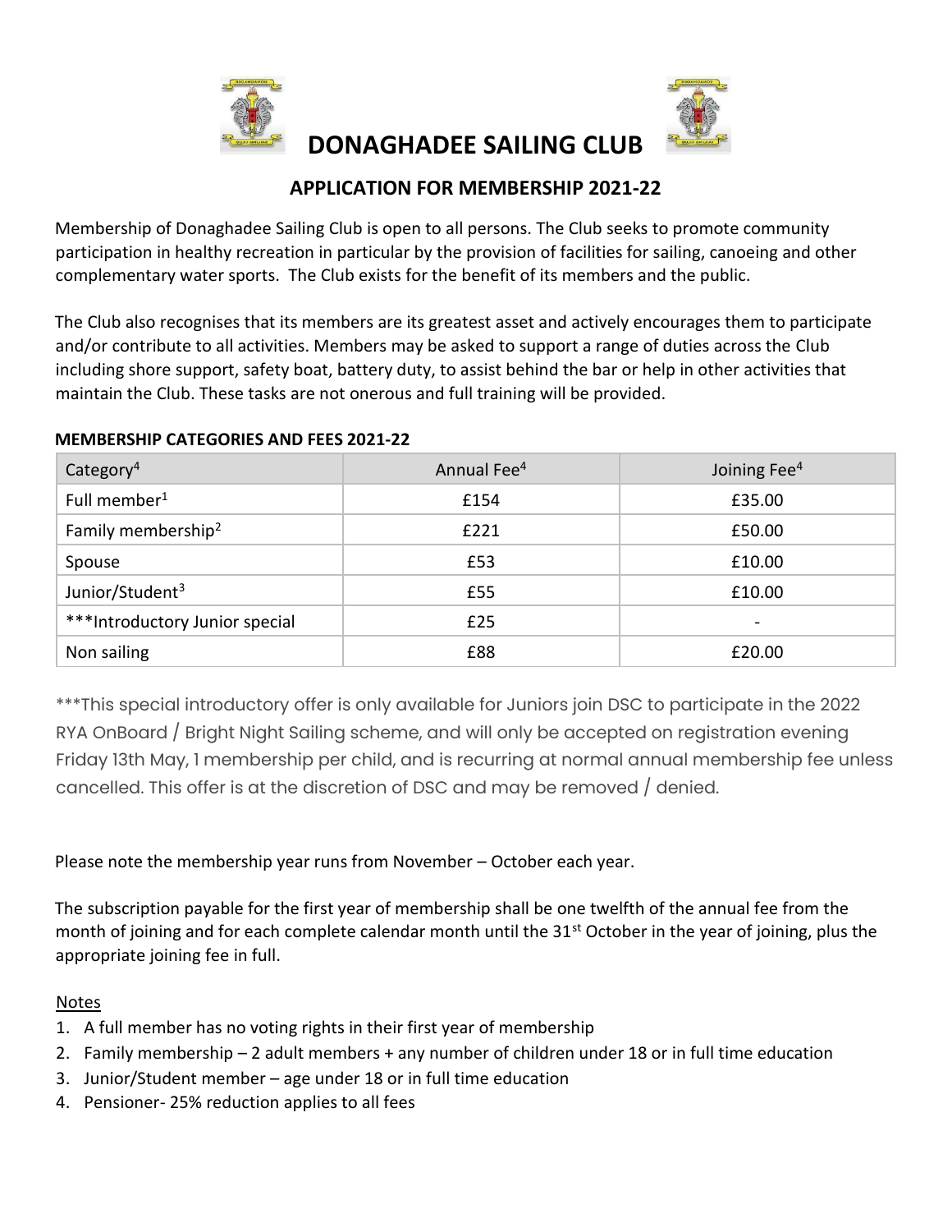# DONAGHADEE SAILING CLUB

## APPLICATION FOR MEMBERSHIP 2021-22

Membership of Donaghadee Sailing Club is open to all persons. The Club seeks to promote community participation in healthy recreation in particular by the provision of facilities for sailing, canoeing and other complementary water sports. The Club exists for the benefit of its members and the public.

The Club also recognises that its members are its greatest asset and actively encourages them to participate and/or contribute to all activities. Members may be asked to support a range of duties across the Club including shore support, safety boat, battery duty, to assist behind the bar or help in other activities that maintain the Club. These tasks are not onerous and full training will be provided.

**MEMBERSHIP CATEGORIES AND FEES 2021-22**

| Category[4] | Annual Fee[4] | Joining Fee[4] |
|---|---|---|
| Full member[1] | £154 | £35.00 |
| Family membership[2] | £221 | £50.00 |
| Spouse | £53 | £10.00 |
| Junior/Student[3] | £55 | £10.00 |
| ***Introductory Junior special | £25 | - |
| Non sailing | £88 | £20.00 |

***This special introductory offer is only available for Juniors join DSC to participate in the 2022 RYA OnBoard / Bright Night Sailing scheme, and will only be accepted on registration evening Friday 13th May, 1 membership per child, and is recurring at normal annual membership fee unless cancelled. This offer is at the discretion of DSC and may be removed / denied.

Please note the membership year runs from November – October each year.

The subscription payable for the first year of membership shall be one twelfth of the annual fee from the month of joining and for each complete calendar month until the 31st October in the year of joining, plus the appropriate joining fee in full.

Notes

1. A full member has no voting rights in their first year of membership
2. Family membership – 2 adult members + any number of children under 18 or in full time education
3. Junior/Student member – age under 18 or in full time education
4. Pensioner- 25% reduction applies to all fees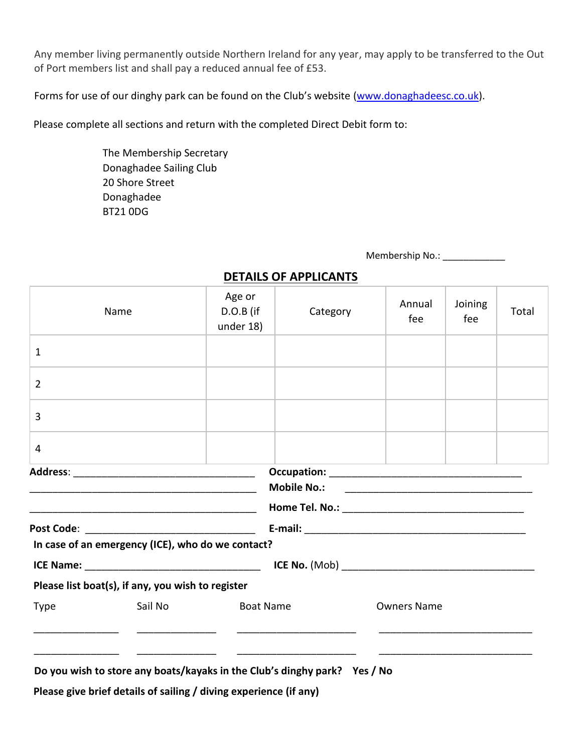Any member living permanently outside Northern Ireland for any year, may apply to be transferred to the Out of Port members list and shall pay a reduced annual fee of £53.

Forms for use of our dinghy park can be found on the Club's website ([www.donaghadeesc.co.uk](http://www.donaghadeesc.co.uk)).

Please complete all sections and return with the completed Direct Debit form to:

The Membership Secretary
Donaghadee Sailing Club
20 Shore Street
Donaghadee
BT21 0DG

Membership No.: ____________

## DETAILS OF APPLICANTS

| Name | Age or D.O.B (if under 18) | Category | Annual fee | Joining fee | Total |
|---|---|---|---|---|---|
| 1 | | | | | |
| 2 | | | | | |
| 3 | | | | | |
| 4 | | | | | |

**Address**: ___________________________________

___________________________________________

___________________________________________

**Post Code**: ________________________________

**Occupation:** ___________________________________

**Mobile No.:** ___________________________________

**Home Tel. No.:** _________________________________

**E-mail:** ________________________________________

**In case of an emergency (ICE), who do we contact?**

**ICE Name:** ________________________________ **ICE No.** (Mob) ___________________________________

**Please list boat(s), if any, you wish to register**

| Type | Sail No | Boat Name | Owners Name |
|---|---|---|---|
| ______________ | ______________ | ______________________ | ____________________________ |
| ______________ | ______________ | ______________________ | ____________________________ |

**Do you wish to store any boats/kayaks in the Club's dinghy park? Yes / No**

**Please give brief details of sailing / diving experience (if any)**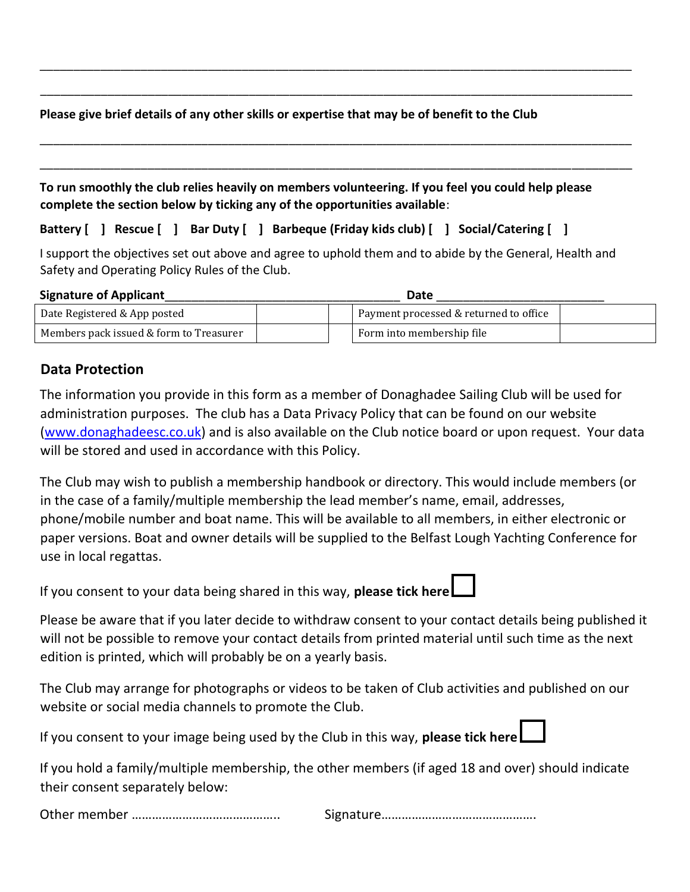\_\_\_\_\_\_\_\_\_\_\_\_\_\_\_\_\_\_\_\_\_\_\_\_\_\_\_\_\_\_\_\_\_\_\_\_\_\_\_\_\_\_\_\_\_\_\_\_\_\_\_\_\_\_\_\_\_\_\_\_\_\_\_\_\_\_\_\_\_\_\_\_\_\_\_\_

\_\_\_\_\_\_\_\_\_\_\_\_\_\_\_\_\_\_\_\_\_\_\_\_\_\_\_\_\_\_\_\_\_\_\_\_\_\_\_\_\_\_\_\_\_\_\_\_\_\_\_\_\_\_\_\_\_\_\_\_\_\_\_\_\_\_\_\_\_\_\_\_\_\_\_\_

**Please give brief details of any other skills or expertise that may be of benefit to the Club**

\_\_\_\_\_\_\_\_\_\_\_\_\_\_\_\_\_\_\_\_\_\_\_\_\_\_\_\_\_\_\_\_\_\_\_\_\_\_\_\_\_\_\_\_\_\_\_\_\_\_\_\_\_\_\_\_\_\_\_\_\_\_\_\_\_\_\_\_\_\_\_\_\_\_\_\_

\_\_\_\_\_\_\_\_\_\_\_\_\_\_\_\_\_\_\_\_\_\_\_\_\_\_\_\_\_\_\_\_\_\_\_\_\_\_\_\_\_\_\_\_\_\_\_\_\_\_\_\_\_\_\_\_\_\_\_\_\_\_\_\_\_\_\_\_\_\_\_\_\_\_\_\_

**To run smoothly the club relies heavily on members volunteering. If you feel you could help please complete the section below by ticking any of the opportunities available**:

**Battery [ ] Rescue [ ] Bar Duty [ ] Barbeque (Friday kids club) [ ] Social/Catering [ ]**

I support the objectives set out above and agree to uphold them and to abide by the General, Health and Safety and Operating Policy Rules of the Club.

**Signature of Applicant**\_\_\_\_\_\_\_\_\_\_\_\_\_\_\_\_\_\_\_\_\_\_\_\_\_\_\_\_\_\_\_\_\_\_\_ **Date** \_\_\_\_\_\_\_\_\_\_\_\_\_\_\_\_\_\_\_\_\_\_\_\_\_

| Date Registered & App posted | | | Payment processed & returned to office | |
|---|---|---|---|---|
| Members pack issued & form to Treasurer | | | Form into membership file | |

## Data Protection

The information you provide in this form as a member of Donaghadee Sailing Club will be used for administration purposes. The club has a Data Privacy Policy that can be found on our website (www.donaghadeesc.co.uk) and is also available on the Club notice board or upon request. Your data will be stored and used in accordance with this Policy.

The Club may wish to publish a membership handbook or directory. This would include members (or in the case of a family/multiple membership the lead member's name, email, addresses, phone/mobile number and boat name. This will be available to all members, in either electronic or paper versions. Boat and owner details will be supplied to the Belfast Lough Yachting Conference for use in local regattas.

If you consent to your data being shared in this way, **please tick here** ☐

Please be aware that if you later decide to withdraw consent to your contact details being published it will not be possible to remove your contact details from printed material until such time as the next edition is printed, which will probably be on a yearly basis.

The Club may arrange for photographs or videos to be taken of Club activities and published on our website or social media channels to promote the Club.

If you consent to your image being used by the Club in this way, **please tick here** ☐

If you hold a family/multiple membership, the other members (if aged 18 and over) should indicate their consent separately below:

Other member …………………………………….. Signature……………………………………….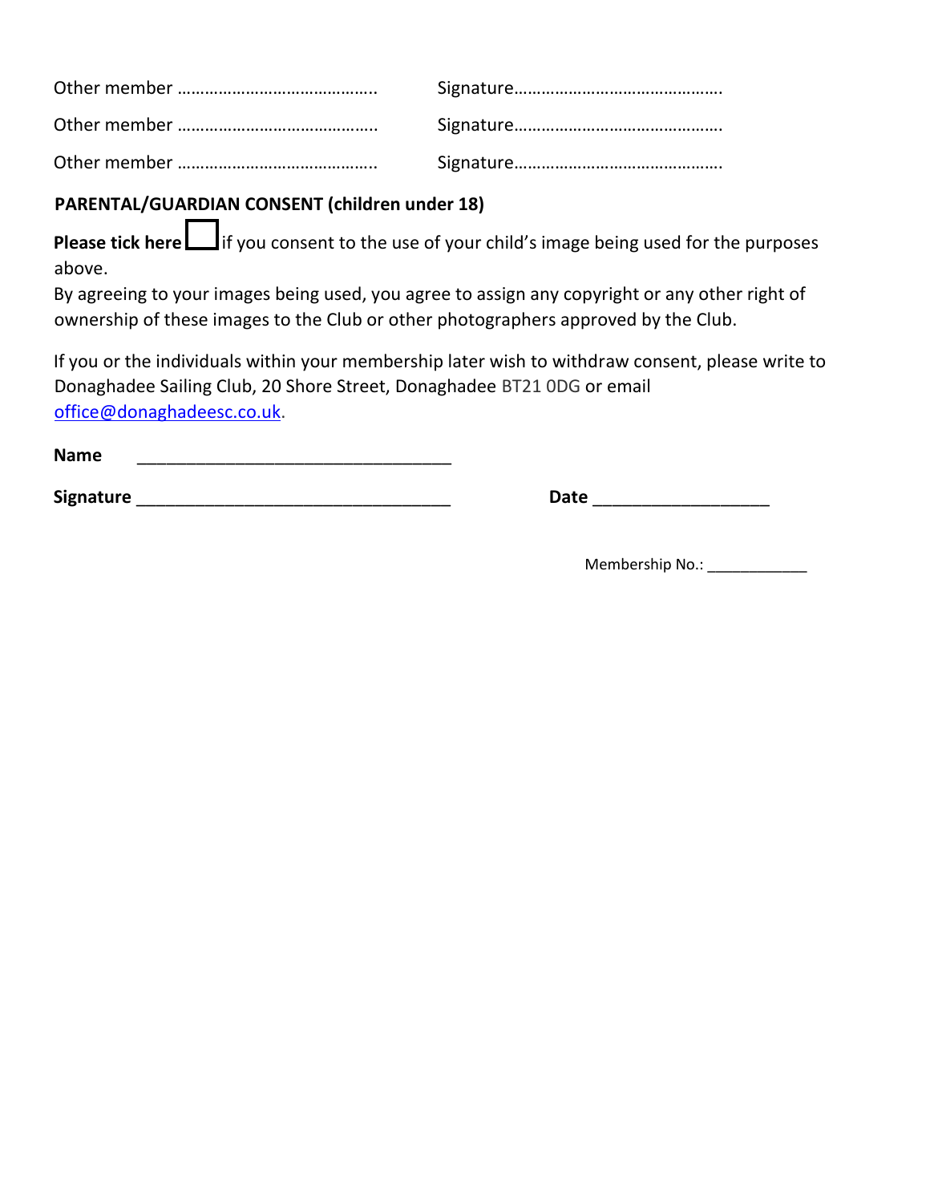Other member ……………………………………..   Signature……………………………………….

Other member ……………………………………..   Signature……………………………………….

Other member ……………………………………..   Signature……………………………………….

**PARENTAL/GUARDIAN CONSENT (children under 18)**

**Please tick here** ☐ if you consent to the use of your child's image being used for the purposes above.
By agreeing to your images being used, you agree to assign any copyright or any other right of ownership of these images to the Club or other photographers approved by the Club.

If you or the individuals within your membership later wish to withdraw consent, please write to Donaghadee Sailing Club, 20 Shore Street, Donaghadee BT21 0DG or email office@donaghadeesc.co.uk.

**Name** _________________________________

**Signature** _________________________________   **Date** __________________

Membership No.: ____________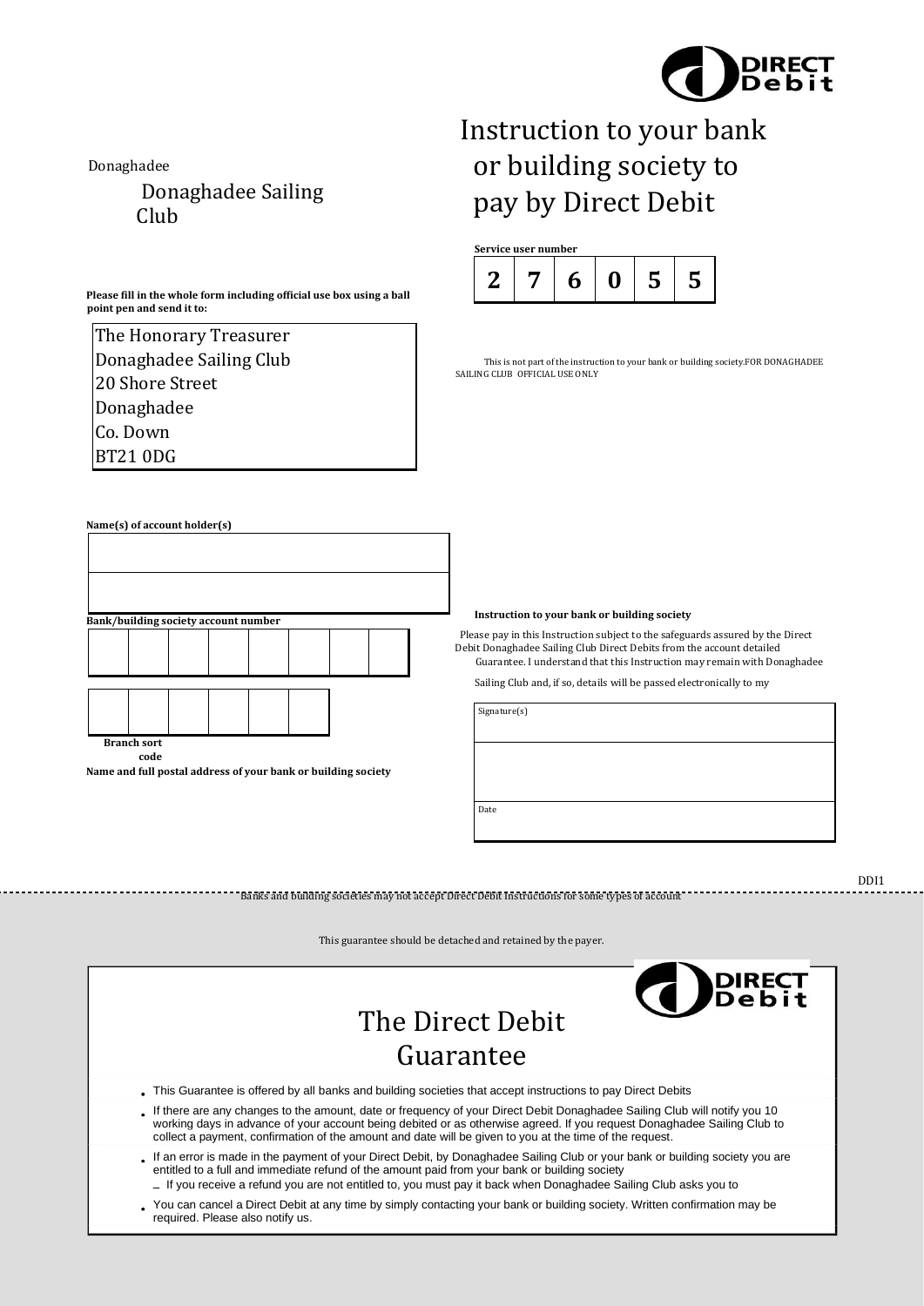Donaghadee

Donaghadee Sailing Club

# Instruction to your bank or building society to pay by Direct Debit

**Service user number**

| 2 | 7 | 6 | 0 | 5 | 5 |
|---|---|---|---|---|---|

**Please fill in the whole form including official use box using a ball point pen and send it to:**

The Honorary Treasurer
Donaghadee Sailing Club
20 Shore Street
Donaghadee
Co. Down
BT21 0DG

This is not part of the instruction to your bank or building society.FOR DONAGHADEE SAILING CLUB OFFICIAL USE ONLY

**Name(s) of account holder(s)**

**Bank/building society account number**

**Branch sort code**

**Name and full postal address of your bank or building society**

**Instruction to your bank or building society**

Please pay in this Instruction subject to the safeguards assured by the Direct Debit Donaghadee Sailing Club Direct Debits from the account detailed Guarantee. I understand that this Instruction may remain with Donaghadee Sailing Club and, if so, details will be passed electronically to my

Signature(s)

Date

DDI1

Banks and building societies may not accept Direct Debit Instructions for some types of account

This guarantee should be detached and retained by the payer.

## The Direct Debit Guarantee

- This Guarantee is offered by all banks and building societies that accept instructions to pay Direct Debits
- If there are any changes to the amount, date or frequency of your Direct Debit Donaghadee Sailing Club will notify you 10 working days in advance of your account being debited or as otherwise agreed. If you request Donaghadee Sailing Club to collect a payment, confirmation of the amount and date will be given to you at the time of the request.
- If an error is made in the payment of your Direct Debit, by Donaghadee Sailing Club or your bank or building society you are entitled to a full and immediate refund of the amount paid from your bank or building society
  - If you receive a refund you are not entitled to, you must pay it back when Donaghadee Sailing Club asks you to
- You can cancel a Direct Debit at any time by simply contacting your bank or building society. Written confirmation may be required. Please also notify us.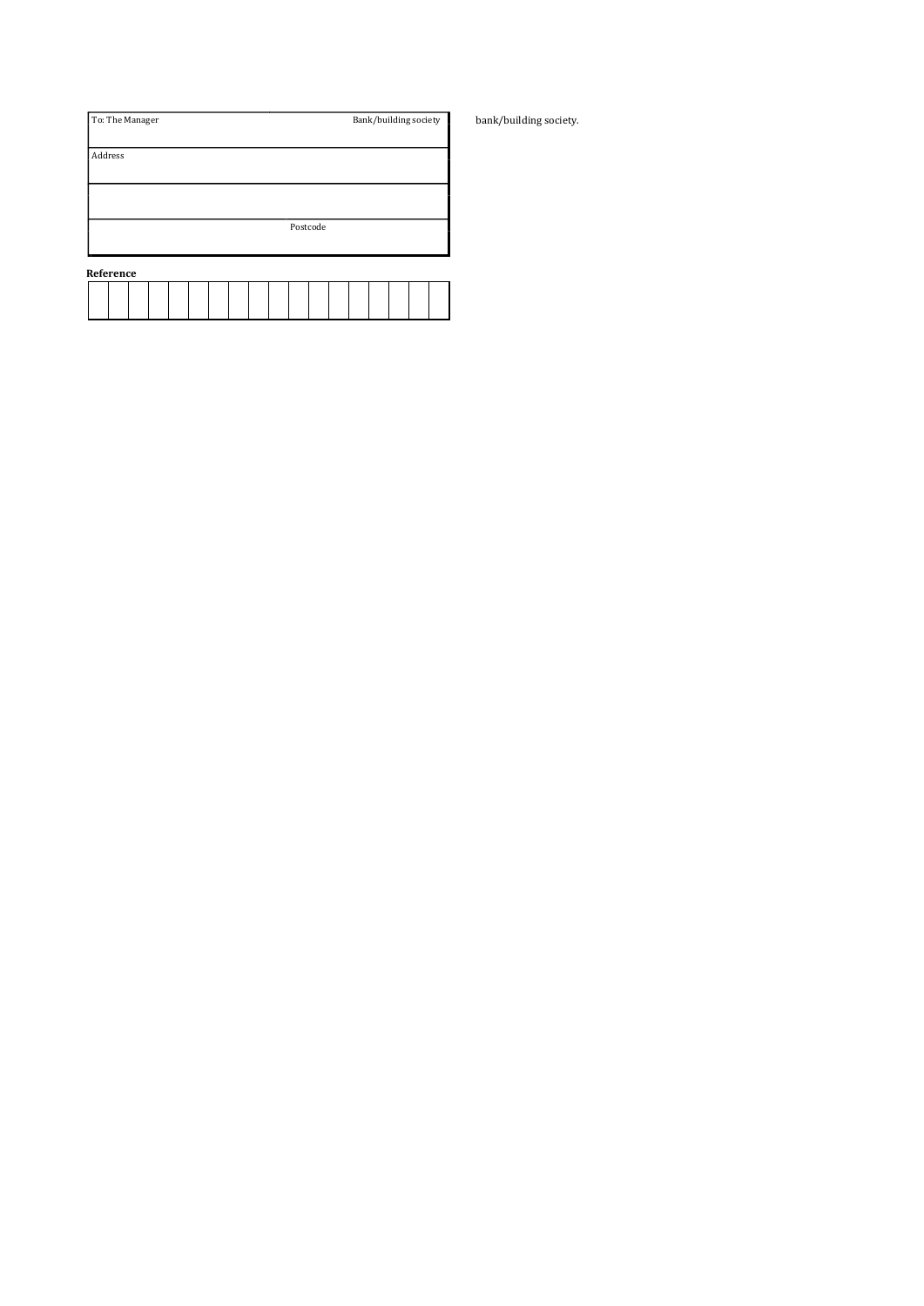| To: The Manager | Bank/building society |
|---|---|
| Address | |
| | |
| Postcode | |

bank/building society.

**Reference**

| | | | | | | | | | | | | | | | | | |
|---|---|---|---|---|---|---|---|---|---|---|---|---|---|---|---|---|---|
| | | | | | | | | | | | | | | | | | |